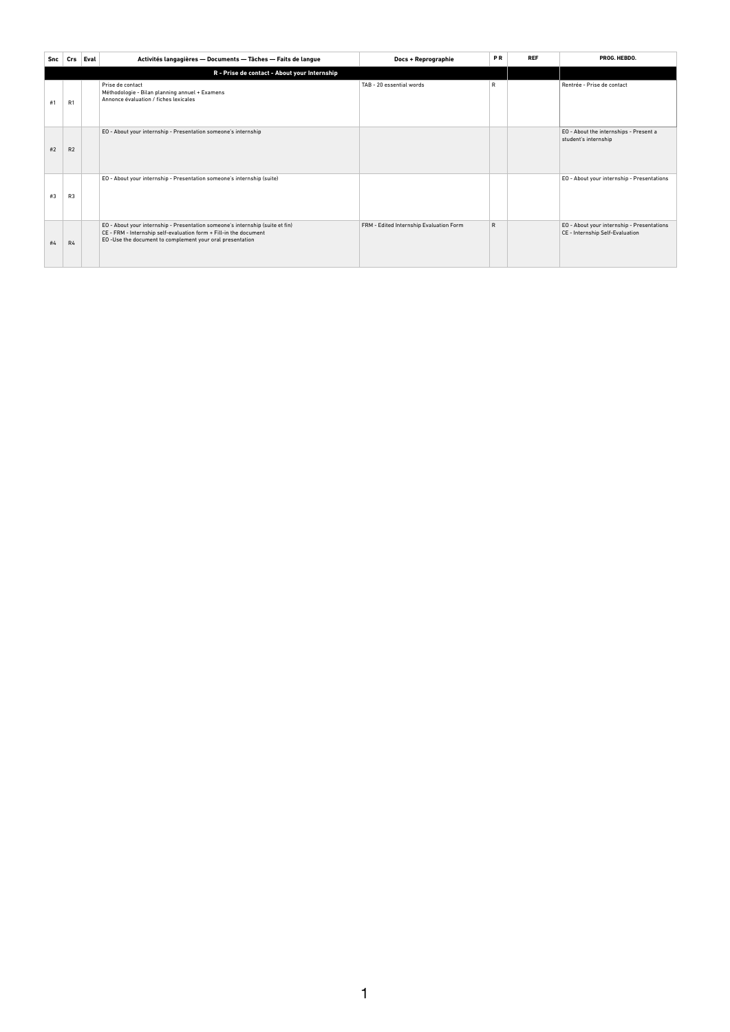| Snc | Crs | Eval | Activités langagières — Documents — Tâches — Faits de langue | Docs + Reprographie | P R | REF | PROG. HEBDO. |
|---|---|---|---|---|---|---|---|
| | | | **R - Prise de contact - About your Internship** | | | | |
| #1 | R1 | | Prise de contact<br>Méthodologie - Bilan planning annuel + Examens<br>Annonce évaluation / fiches lexicales | TAB - 20 essential words | R | | Rentrée - Prise de contact |
| #2 | R2 | | EO - About your internship - Presentation someone's internship | | | | EO - About the internships - Present a student's internship |
| #3 | R3 | | EO - About your internship - Presentation someone's internship (suite) | | | | EO - About your internship - Presentations |
| #4 | R4 | | EO - About your internship - Presentation someone's internship (suite et fin)<br>CE - FRM - Internship self-evaluation form + Fill-in the document<br>EO -Use the document to complement your oral presentation | FRM - Edited Internship Evaluation Form | R | | EO - About your internship - Presentations<br>CE - Internship Self-Evaluation |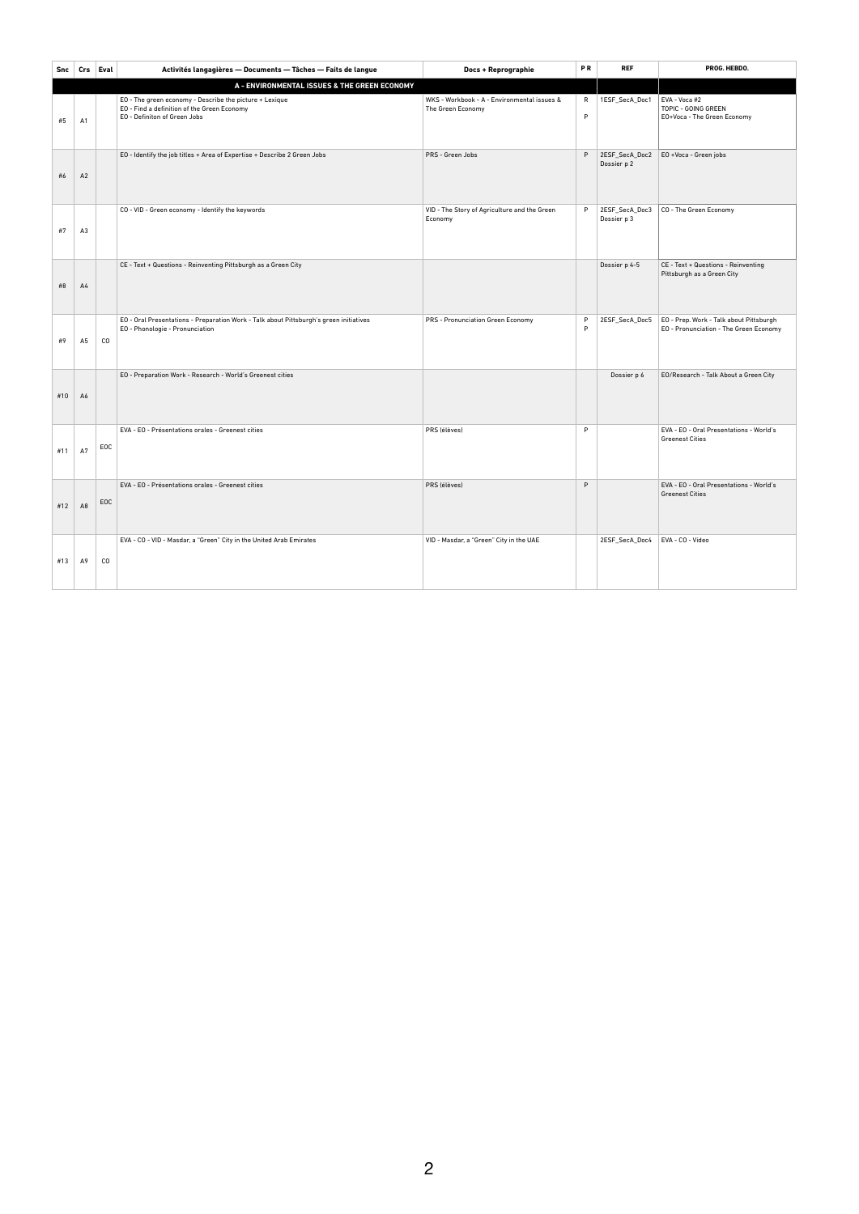| Snc | Crs | Eval | Activités langagières — Documents — Tâches — Faits de langue | Docs + Reprographie | P R | REF | PROG. HEBDO. |
|---|---|---|---|---|---|---|---|
| | | | **A - ENVIRONMENTAL ISSUES & THE GREEN ECONOMY** | | | | |
| #5 | A1 | | EO - The green economy - Describe the picture + Lexique<br>EO - Find a definition of the Green Economy<br>EO - Definiton of Green Jobs | WKS - Workbook - A - Environmental issues & The Green Economy | R<br>P | 1ESF_SecA_Doc1 | EVA - Voca #2<br>TOPIC - GOING GREEN<br>EO+Voca - The Green Economy |
| #6 | A2 | | EO - Identify the job titles + Area of Expertise + Describe 2 Green Jobs | PRS - Green Jobs | P | 2ESF_SecA_Doc2<br>Dossier p 2 | EO +Voca - Green jobs |
| #7 | A3 | | CO - VID - Green economy - Identify the keywords | VID - The Story of Agriculture and the Green Economy | P | 2ESF_SecA_Doc3<br>Dossier p 3 | CO - The Green Economy |
| #8 | A4 | | CE - Text + Questions - Reinventing Pittsburgh as a Green City | | | Dossier p 4-5 | CE - Text + Questions - Reinventing Pittsburgh as a Green City |
| #9 | A5 | CO | EO - Oral Presentations - Preparation Work - Talk about Pittsburgh's green initiatives<br>EO - Phonologie - Pronunciation | PRS - Pronunciation Green Economy | P<br>P | 2ESF_SecA_Doc5 | EO - Prep. Work - Talk about Pittsburgh<br>EO - Pronunciation - The Green Economy |
| #10 | A6 | | EO - Preparation Work - Research - World's Greenest cities | | | Dossier p 6 | EO/Research - Talk About a Green City |
| #11 | A7 | EOC | EVA - EO - Présentations orales - Greenest cities | PRS (élèves) | P | | EVA - EO - Oral Presentations - World's Greenest Cities |
| #12 | A8 | EOC | EVA - EO - Présentations orales - Greenest cities | PRS (élèves) | P | | EVA - EO - Oral Presentations - World's Greenest Cities |
| #13 | A9 | CO | EVA - CO - VID - Masdar, a "Green" City in the United Arab Emirates | VID - Masdar, a "Green" City in the UAE | | 2ESF_SecA_Doc4 | EVA - CO - Video |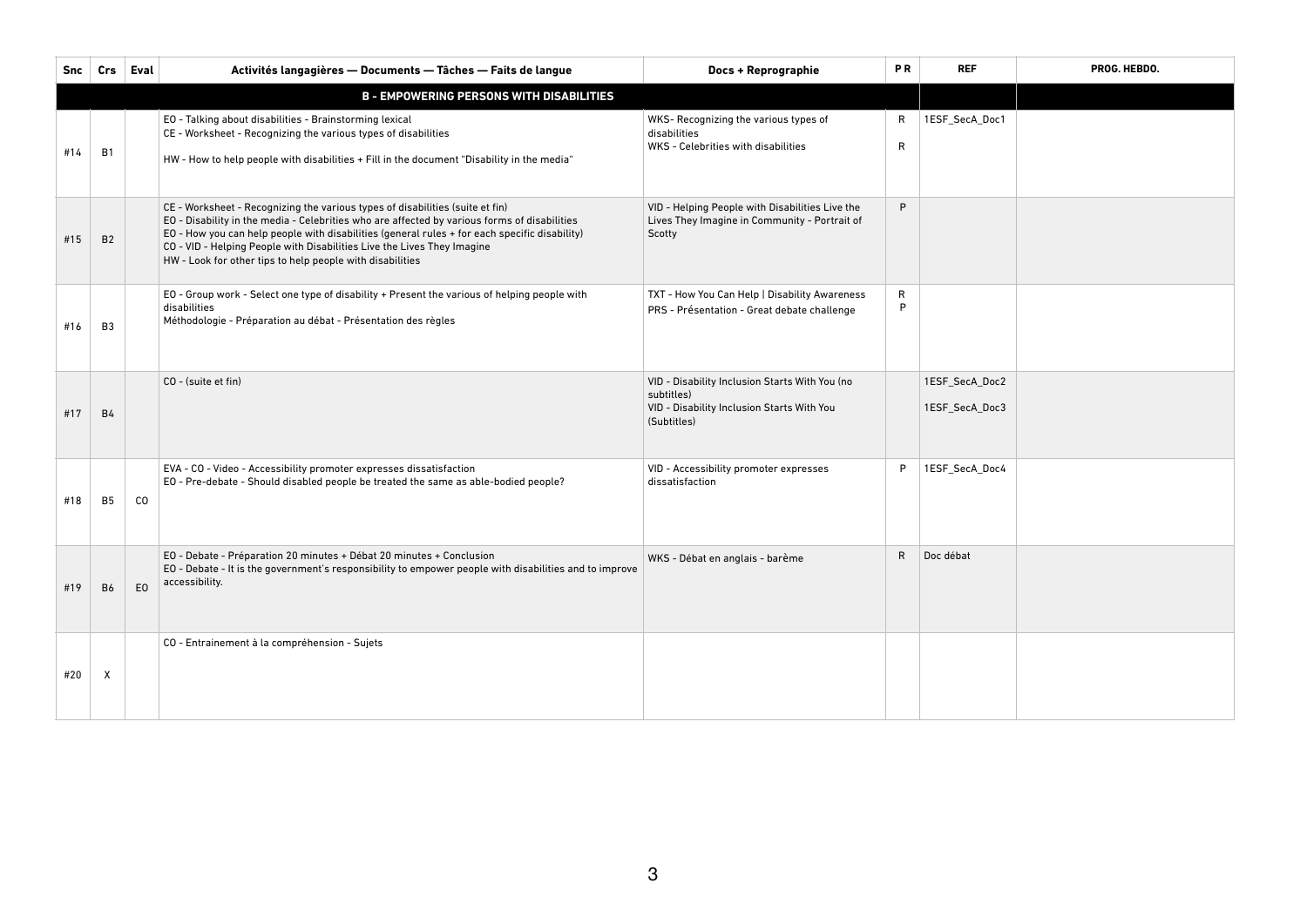| Snc | Crs | Eval | Activités langagières — Documents — Tâches — Faits de langue | Docs + Reprographie | PR | REF | PROG. HEBDO. |
|---|---|---|---|---|---|---|---|
| | | | **B - EMPOWERING PERSONS WITH DISABILITIES** | | | | |
| #14 | B1 | | EO - Talking about disabilities - Brainstorming lexical<br>CE - Worksheet - Recognizing the various types of disabilities<br><br>HW - How to help people with disabilities + Fill in the document "Disability in the media" | WKS- Recognizing the various types of disabilities<br>WKS - Celebrities with disabilities | R<br>R | 1ESF_SecA_Doc1 | |
| #15 | B2 | | CE - Worksheet - Recognizing the various types of disabilities (suite et fin)<br>EO - Disability in the media - Celebrities who are affected by various forms of disabilities<br>EO - How you can help people with disabilities (general rules + for each specific disability)<br>CO - VID - Helping People with Disabilities Live the Lives They Imagine<br>HW - Look for other tips to help people with disabilities | VID - Helping People with Disabilities Live the Lives They Imagine in Community - Portrait of Scotty | P | | |
| #16 | B3 | | EO - Group work - Select one type of disability + Present the various of helping people with disabilities<br>Méthodologie - Préparation au débat - Présentation des règles | TXT - How You Can Help \| Disability Awareness<br>PRS - Présentation - Great debate challenge | R<br>P | | |
| #17 | B4 | | CO - (suite et fin) | VID - Disability Inclusion Starts With You (no subtitles)<br>VID - Disability Inclusion Starts With You (Subtitles) | | 1ESF_SecA_Doc2<br>1ESF_SecA_Doc3 | |
| #18 | B5 | CO | EVA - CO - Video - Accessibility promoter expresses dissatisfaction<br>EO - Pre-debate - Should disabled people be treated the same as able-bodied people? | VID - Accessibility promoter expresses dissatisfaction | P | 1ESF_SecA_Doc4 | |
| #19 | B6 | EO | EO - Debate - Préparation 20 minutes + Débat 20 minutes + Conclusion<br>EO - Debate - It is the government's responsibility to empower people with disabilities and to improve accessibility. | WKS - Débat en anglais - barème | R | Doc débat | |
| #20 | X | | CO - Entrainement à la compréhension - Sujets | | | | |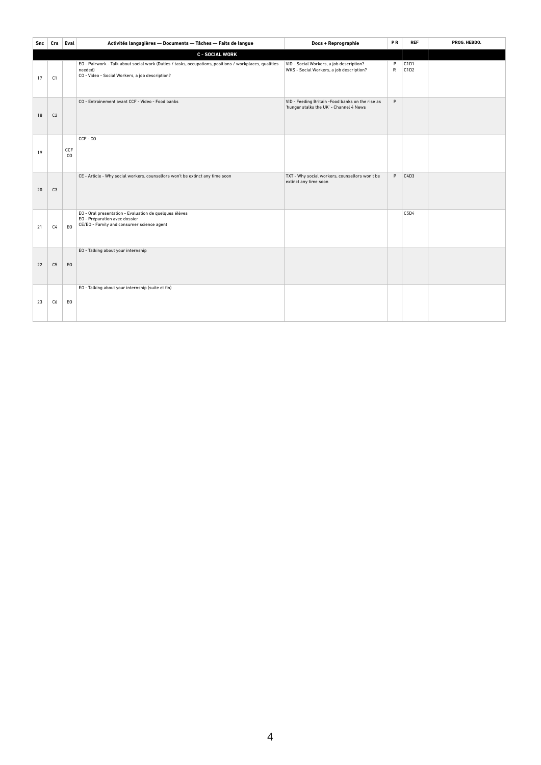| Snc | Crs | Eval | Activités langagières — Documents — Tâches — Faits de langue | Docs + Reprographie | P R | REF | PROG. HEBDO. |
|---|---|---|---|---|---|---|---|
| | | | **C - SOCIAL WORK** | | | | |
| 17 | C1 | | EO - Pairwork - Talk about social work (Duties / tasks, occupations, positions / workplaces, qualities needed)<br>CO - Video - Social Workers, a job description? | VID - Social Workers, a job description?<br>WKS - Social Workers, a job description? | P<br>R | C1D1<br>C1D2 | |
| 18 | C2 | | CO - Entraînement avant CCF - Video - Food banks | VID - Feeding Britain -Food banks on the rise as 'hunger stalks the UK' - Channel 4 News | P | | |
| 19 | | CCF CO | CCF - CO | | | | |
| 20 | C3 | | CE - Article - Why social workers, counsellors won't be extinct any time soon | TXT - Why social workers, counsellors won't be extinct any time soon | P | C4D3 | |
| 21 | C4 | EO | EO - Oral presentation - Evaluation de quelques élèves<br>EO - Préparation avec dossier<br>CE/EO - Family and consumer science agent | | | C5D4 | |
| 22 | C5 | EO | EO - Talking about your internship | | | | |
| 23 | C6 | EO | EO - Talking about your internship (suite et fin) | | | | |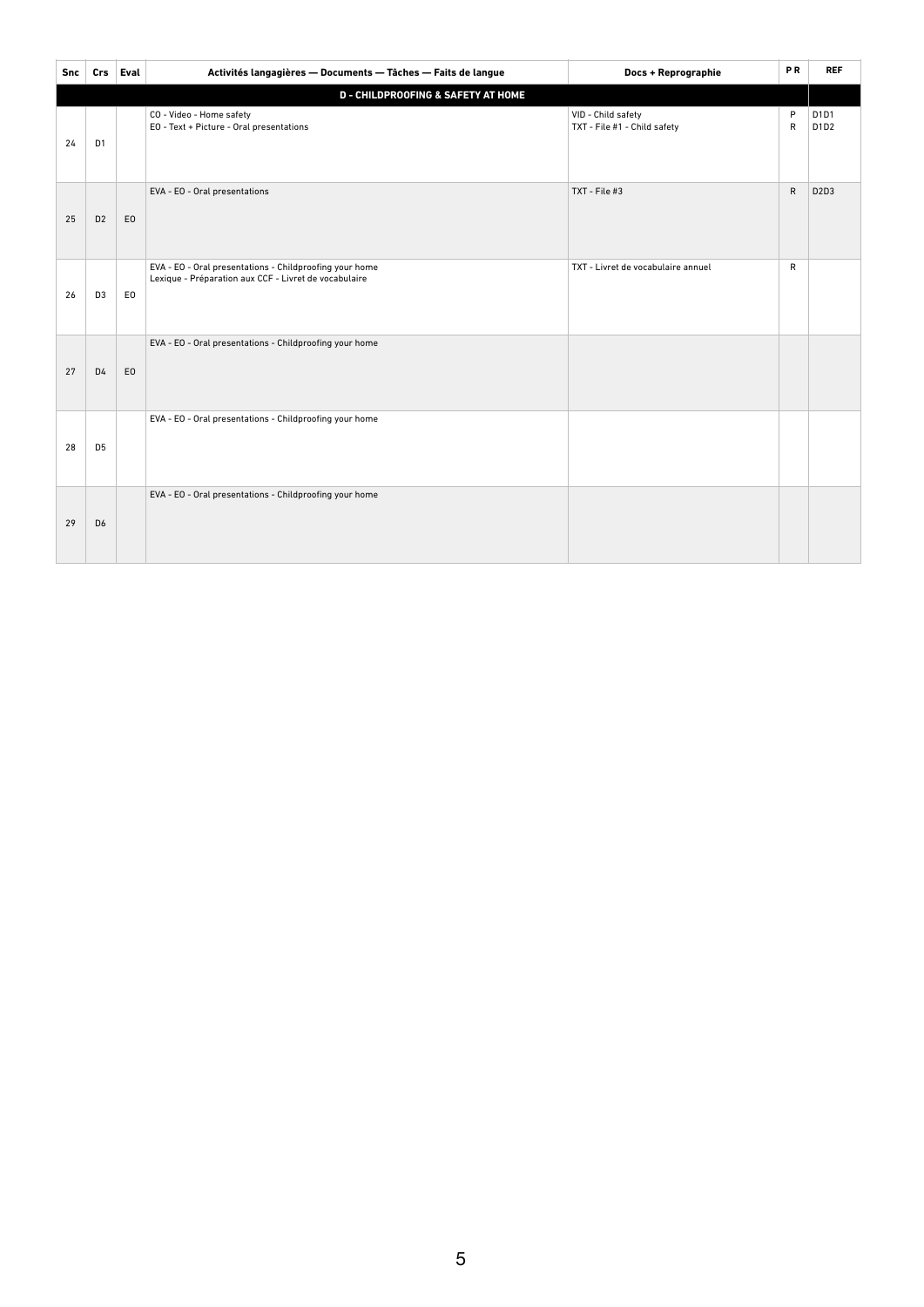| Snc | Crs | Eval | Activités langagières — Documents — Tâches — Faits de langue | Docs + Reprographie | P R | REF |
|---|---|---|---|---|---|---|
| | | | **D - CHILDPROOFING & SAFETY AT HOME** | | | |
| 24 | D1 | | CO - Video - Home safety<br>EO - Text + Picture - Oral presentations | VID - Child safety<br>TXT - File #1 - Child safety | P<br>R | D1D1<br>D1D2 |
| 25 | D2 | EO | EVA - EO - Oral presentations | TXT - File #3 | R | D2D3 |
| 26 | D3 | EO | EVA - EO - Oral presentations - Childproofing your home<br>Lexique - Préparation aux CCF - Livret de vocabulaire | TXT - Livret de vocabulaire annuel | R | |
| 27 | D4 | EO | EVA - EO - Oral presentations - Childproofing your home | | | |
| 28 | D5 | | EVA - EO - Oral presentations - Childproofing your home | | | |
| 29 | D6 | | EVA - EO - Oral presentations - Childproofing your home | | | |